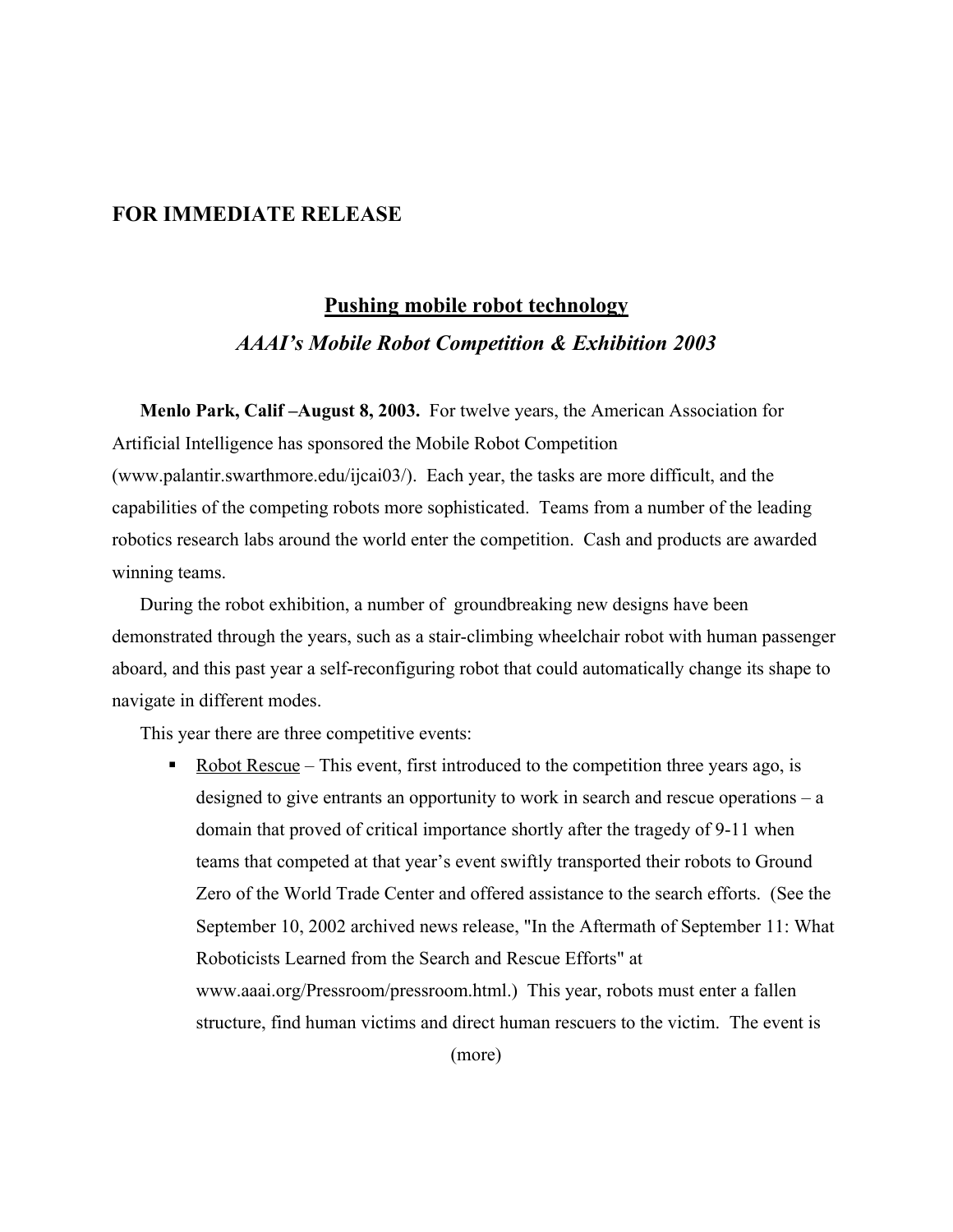**FOR IMMEDIATE RELEASE**

## Pushing mobile robot technology

### *AAAI's Mobile Robot Competition & Exhibition 2003*

**Menlo Park, Calif –August 8, 2003.** For twelve years, the American Association for Artificial Intelligence has sponsored the Mobile Robot Competition (www.palantir.swarthmore.edu/ijcai03/). Each year, the tasks are more difficult, and the capabilities of the competing robots more sophisticated. Teams from a number of the leading robotics research labs around the world enter the competition. Cash and products are awarded winning teams.

During the robot exhibition, a number of groundbreaking new designs have been demonstrated through the years, such as a stair-climbing wheelchair robot with human passenger aboard, and this past year a self-reconfiguring robot that could automatically change its shape to navigate in different modes.

This year there are three competitive events:

- Robot Rescue – This event, first introduced to the competition three years ago, is designed to give entrants an opportunity to work in search and rescue operations – a domain that proved of critical importance shortly after the tragedy of 9-11 when teams that competed at that year's event swiftly transported their robots to Ground Zero of the World Trade Center and offered assistance to the search efforts. (See the September 10, 2002 archived news release, "In the Aftermath of September 11: What Roboticists Learned from the Search and Rescue Efforts" at www.aaai.org/Pressroom/pressroom.html.) This year, robots must enter a fallen structure, find human victims and direct human rescuers to the victim. The event is

(more)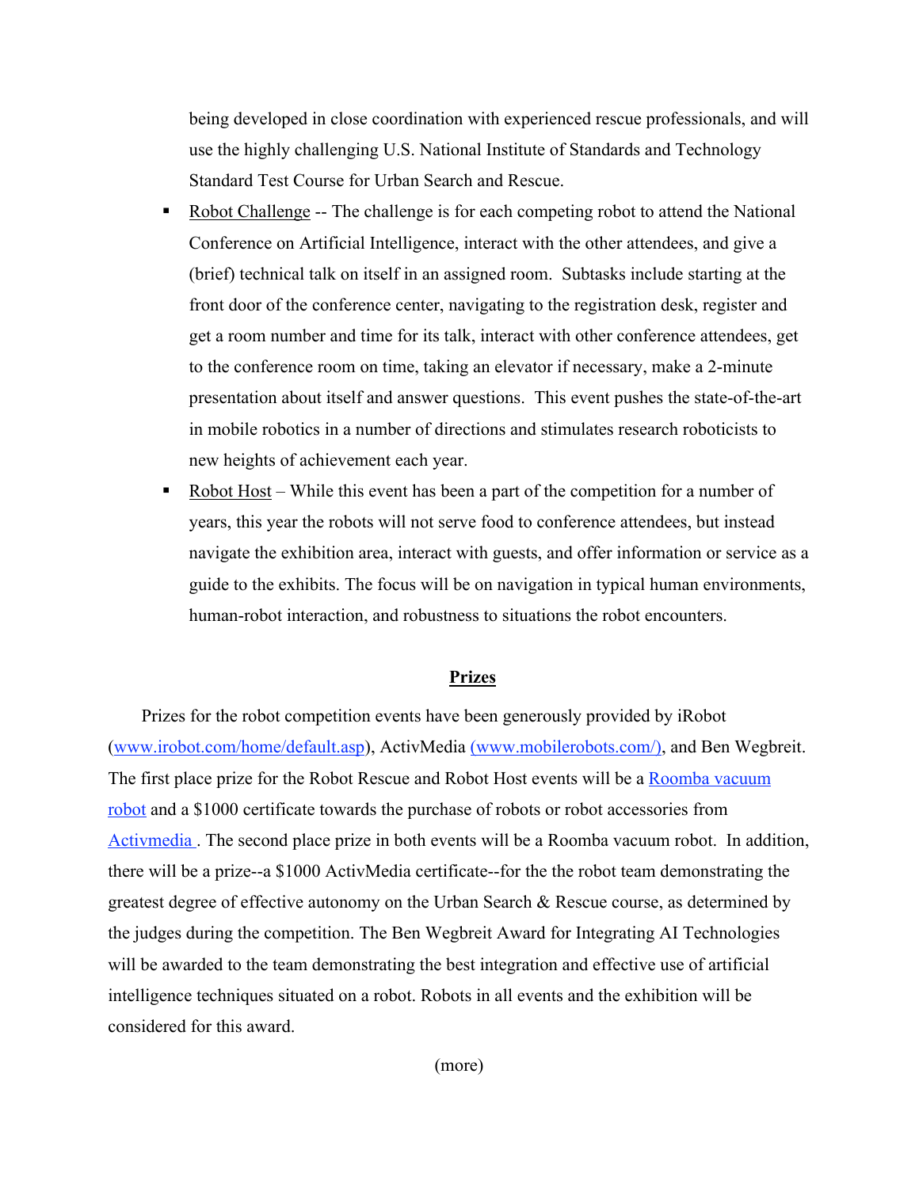being developed in close coordination with experienced rescue professionals, and will use the highly challenging U.S. National Institute of Standards and Technology Standard Test Course for Urban Search and Rescue.

- Robot Challenge -- The challenge is for each competing robot to attend the National Conference on Artificial Intelligence, interact with the other attendees, and give a (brief) technical talk on itself in an assigned room. Subtasks include starting at the front door of the conference center, navigating to the registration desk, register and get a room number and time for its talk, interact with other conference attendees, get to the conference room on time, taking an elevator if necessary, make a 2-minute presentation about itself and answer questions. This event pushes the state-of-the-art in mobile robotics in a number of directions and stimulates research roboticists to new heights of achievement each year.
- Robot Host – While this event has been a part of the competition for a number of years, this year the robots will not serve food to conference attendees, but instead navigate the exhibition area, interact with guests, and offer information or service as a guide to the exhibits. The focus will be on navigation in typical human environments, human-robot interaction, and robustness to situations the robot encounters.

## Prizes

Prizes for the robot competition events have been generously provided by iRobot (www.irobot.com/home/default.asp), ActivMedia (www.mobilerobots.com/), and Ben Wegbreit. The first place prize for the Robot Rescue and Robot Host events will be a Roomba vacuum robot and a $1000 certificate towards the purchase of robots or robot accessories from Activmedia . The second place prize in both events will be a Roomba vacuum robot. In addition, there will be a prize--a $1000 ActivMedia certificate--for the the robot team demonstrating the greatest degree of effective autonomy on the Urban Search & Rescue course, as determined by the judges during the competition. The Ben Wegbreit Award for Integrating AI Technologies will be awarded to the team demonstrating the best integration and effective use of artificial intelligence techniques situated on a robot. Robots in all events and the exhibition will be considered for this award.

(more)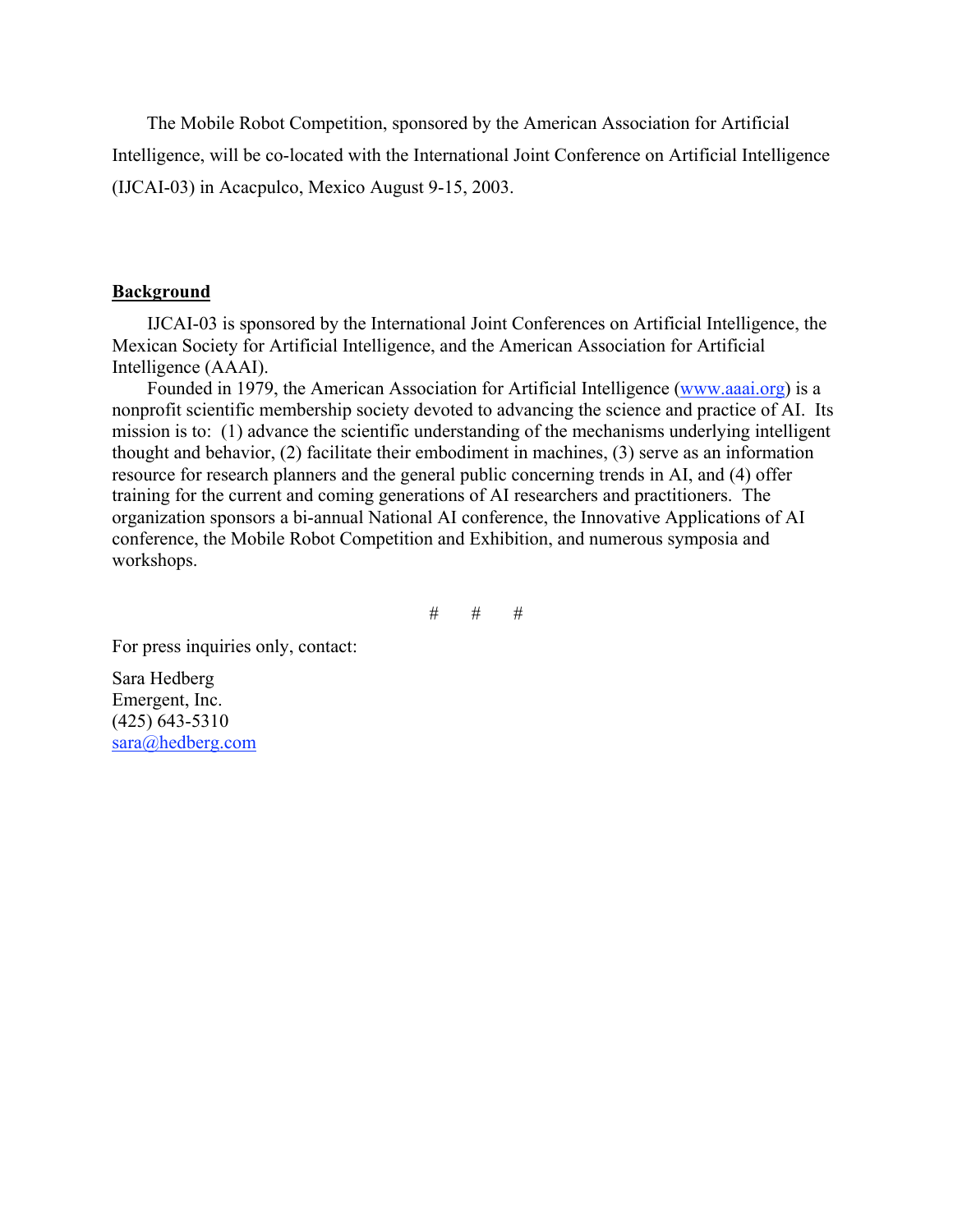The Mobile Robot Competition, sponsored by the American Association for Artificial Intelligence, will be co-located with the International Joint Conference on Artificial Intelligence (IJCAI-03) in Acacpulco, Mexico August 9-15, 2003.

**Background**

IJCAI-03 is sponsored by the International Joint Conferences on Artificial Intelligence, the Mexican Society for Artificial Intelligence, and the American Association for Artificial Intelligence (AAAI).

Founded in 1979, the American Association for Artificial Intelligence ([www.aaai.org](http://www.aaai.org)) is a nonprofit scientific membership society devoted to advancing the science and practice of AI. Its mission is to: (1) advance the scientific understanding of the mechanisms underlying intelligent thought and behavior, (2) facilitate their embodiment in machines, (3) serve as an information resource for research planners and the general public concerning trends in AI, and (4) offer training for the current and coming generations of AI researchers and practitioners. The organization sponsors a bi-annual National AI conference, the Innovative Applications of AI conference, the Mobile Robot Competition and Exhibition, and numerous symposia and workshops.

# # #

For press inquiries only, contact:

Sara Hedberg
Emergent, Inc.
(425) 643-5310
[sara@hedberg.com](mailto:sara@hedberg.com)